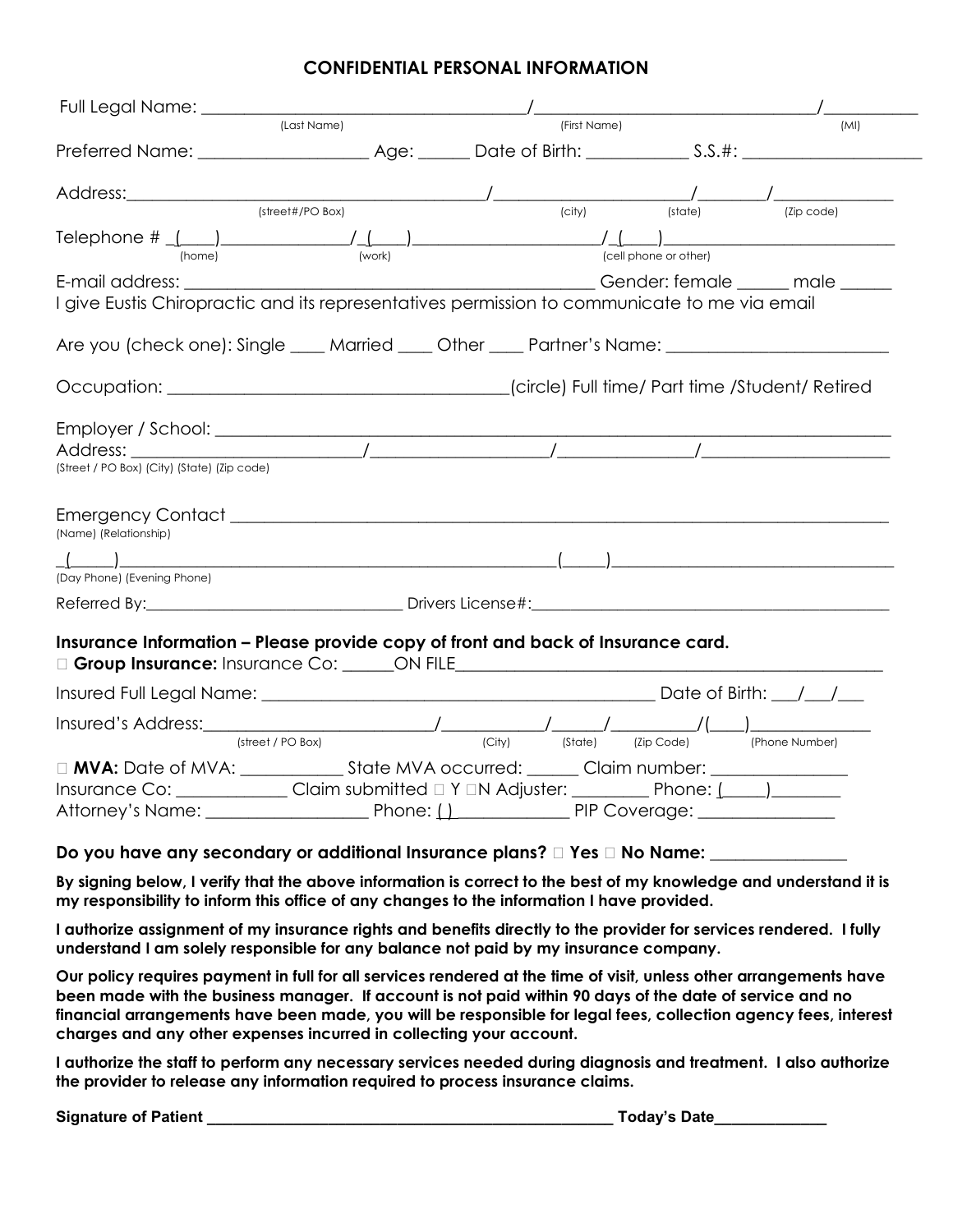# CONFIDENTIAL PERSONAL INFORMATION

Full Legal Name: ______________________________________/________________________________/___________
(Last Name) (First Name) (MI)

Preferred Name: ___________________ Age: ______ Date of Birth: ___________ S.S.#: ____________________

Address:_________________________________________/______________________/________/_____________
(street#/PO Box) (city) (state) (Zip code)

Telephone # _(____)_______________/_(____)_____________________/_(____)__________________________
(home) (work) (cell phone or other)

E-mail address: ___________________________________________________ Gender: female ______ male ______

I give Eustis Chiropractic and its representatives permission to communicate to me via email

Are you (check one): Single ____ Married ____ Other ____ Partner's Name: _________________________

Occupation: ______________________________________(circle) Full time/ Part time /Student/ Retired

Employer / School: _____________________________________________________________________________

Address: _________________________/____________________/_______________/______________________
(Street / PO Box) (City) (State) (Zip code)

Emergency Contact _____________________________________________________________________________
(Name) (Relationship)

_(_____)_________________________________________________(_____)_________________________________
(Day Phone) (Evening Phone)

Referred By:______________________________ Drivers License#:___________________________________________

**Insurance Information – Please provide copy of front and back of Insurance card.**

☐ **Group Insurance:** Insurance Co: ______ON FILE_______________________________________________

Insured Full Legal Name: _______________________________________________ Date of Birth: ___/___/___

Insured's Address:___________________________/___________/_______/_________/(____)_____________
(street / PO Box) (City) (State) (Zip Code) (Phone Number)

☐ **MVA:** Date of MVA: ____________ State MVA occurred: ______ Claim number: _______________

Insurance Co: _____________ Claim submitted ☐ Y ☐N Adjuster: _________ Phone: (_____)________

Attorney's Name: ___________________ Phone: ( )_____________ PIP Coverage: _______________

**Do you have any secondary or additional Insurance plans? ☐ Yes ☐ No Name: _______________**

**By signing below, I verify that the above information is correct to the best of my knowledge and understand it is my responsibility to inform this office of any changes to the information I have provided.**

**I authorize assignment of my insurance rights and benefits directly to the provider for services rendered. I fully understand I am solely responsible for any balance not paid by my insurance company.**

**Our policy requires payment in full for all services rendered at the time of visit, unless other arrangements have been made with the business manager. If account is not paid within 90 days of the date of service and no financial arrangements have been made, you will be responsible for legal fees, collection agency fees, interest charges and any other expenses incurred in collecting your account.**

**I authorize the staff to perform any necessary services needed during diagnosis and treatment. I also authorize the provider to release any information required to process insurance claims.**

**Signature of Patient _________________________________________________ Today's Date_____________**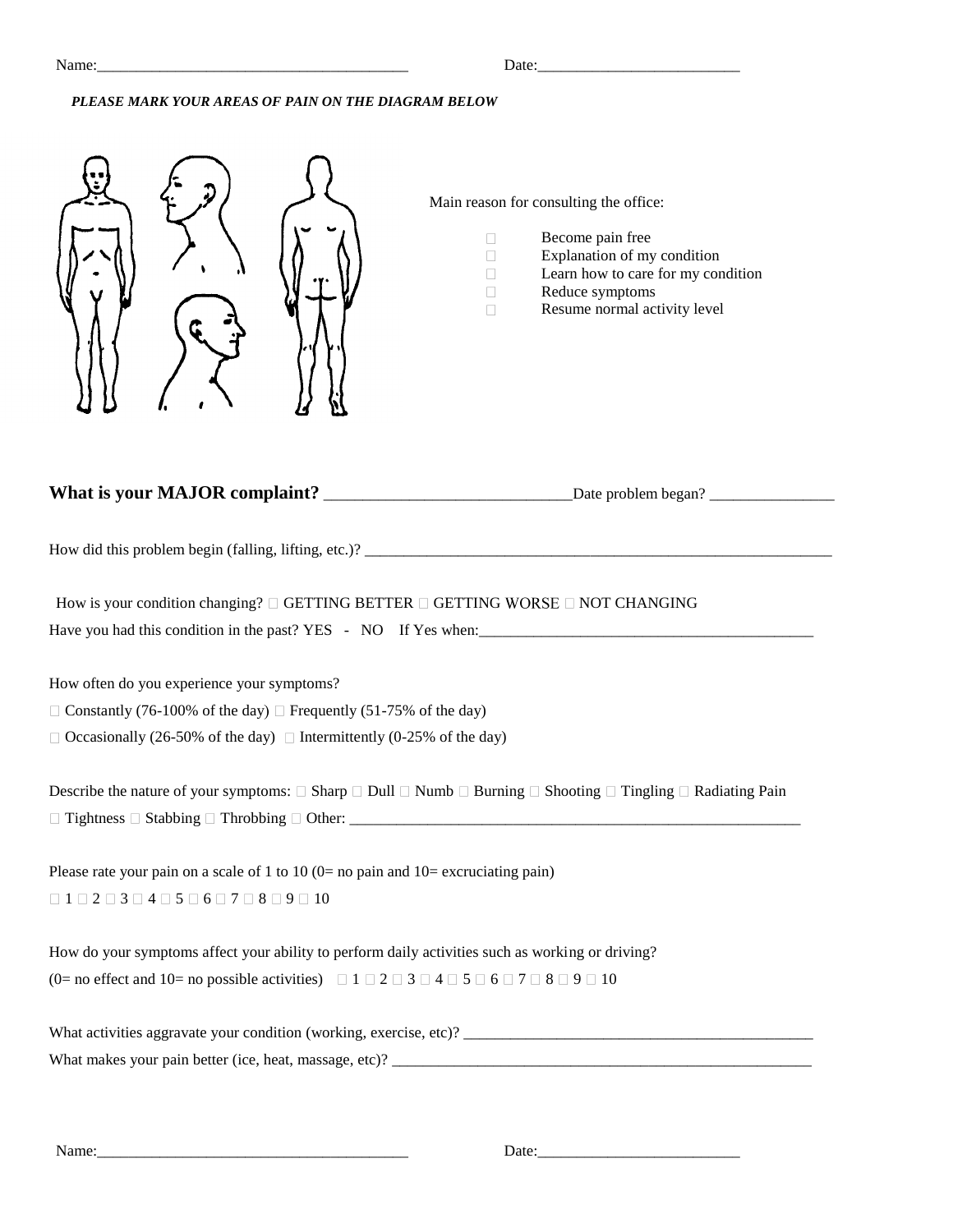Name:________________________________________ Date:__________________________

***PLEASE MARK YOUR AREAS OF PAIN ON THE DIAGRAM BELOW***

Main reason for consulting the office:

- ☐ Become pain free
- ☐ Explanation of my condition
- ☐ Learn how to care for my condition
- ☐ Reduce symptoms
- ☐ Resume normal activity level

**What is your MAJOR complaint?** ______________________________Date problem began? ________________

How did this problem begin (falling, lifting, etc.)? ____________________________________________________________

How is your condition changing? ☐ GETTING BETTER ☐ GETTING WORSE ☐ NOT CHANGING

Have you had this condition in the past? YES - NO If Yes when:____________________________________________

How often do you experience your symptoms?

☐ Constantly (76-100% of the day) ☐ Frequently (51-75% of the day)

☐ Occasionally (26-50% of the day) ☐ Intermittently (0-25% of the day)

Describe the nature of your symptoms: ☐ Sharp ☐ Dull ☐ Numb ☐ Burning ☐ Shooting ☐ Tingling ☐ Radiating Pain

☐ Tightness ☐ Stabbing ☐ Throbbing ☐ Other: ____________________________________________________________

Please rate your pain on a scale of 1 to 10 (0= no pain and 10= excruciating pain)

☐ 1 ☐ 2 ☐ 3 ☐ 4 ☐ 5 ☐ 6 ☐ 7 ☐ 8 ☐ 9 ☐ 10

How do your symptoms affect your ability to perform daily activities such as working or driving?

(0= no effect and 10= no possible activities) ☐ 1 ☐ 2 ☐ 3 ☐ 4 ☐ 5 ☐ 6 ☐ 7 ☐ 8 ☐ 9 ☐ 10

What activities aggravate your condition (working, exercise, etc)? ______________________________________________

What makes your pain better (ice, heat, massage, etc)? ______________________________________________________

Name:________________________________________ Date:__________________________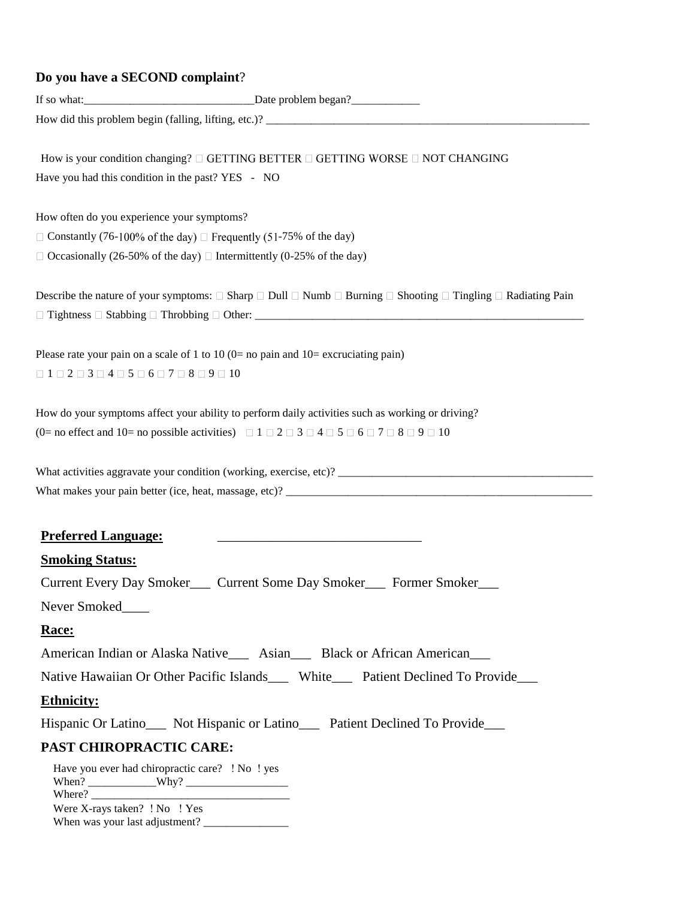**Do you have a SECOND complaint**?

If so what:______________________________Date problem began?____________

How did this problem begin (falling, lifting, etc.)? ___________________________________________________________

How is your condition changing? □ GETTING BETTER □ GETTING WORSE □ NOT CHANGING

Have you had this condition in the past? YES - NO

How often do you experience your symptoms?

□ Constantly (76-100% of the day) □ Frequently (51-75% of the day)

□ Occasionally (26-50% of the day) □ Intermittently (0-25% of the day)

Describe the nature of your symptoms: □ Sharp □ Dull □ Numb □ Burning □ Shooting □ Tingling □ Radiating Pain

□ Tightness □ Stabbing □ Throbbing □ Other: ____________________________________________________________

Please rate your pain on a scale of 1 to 10 (0= no pain and 10= excruciating pain)

□ 1 □ 2 □ 3 □ 4 □ 5 □ 6 □ 7 □ 8 □ 9 □ 10

How do your symptoms affect your ability to perform daily activities such as working or driving?

(0= no effect and 10= no possible activities) □ 1 □ 2 □ 3 □ 4 □ 5 □ 6 □ 7 □ 8 □ 9 □ 10

What activities aggravate your condition (working, exercise, etc)? ______________________________________________

What makes your pain better (ice, heat, massage, etc)? _________________________________________________________

**Preferred Language:** _______________________________

**Smoking Status:**

Current Every Day Smoker___ Current Some Day Smoker___ Former Smoker___

Never Smoked____

**Race:**

American Indian or Alaska Native___ Asian___ Black or African American___

Native Hawaiian Or Other Pacific Islands___ White___ Patient Declined To Provide___

**Ethnicity:**

Hispanic Or Latino___ Not Hispanic or Latino___ Patient Declined To Provide___

**PAST CHIROPRACTIC CARE:**

Have you ever had chiropractic care? ! No ! yes

When? ____________Why? __________________

Where? ___________________________________

Were X-rays taken? ! No ! Yes

When was your last adjustment? _______________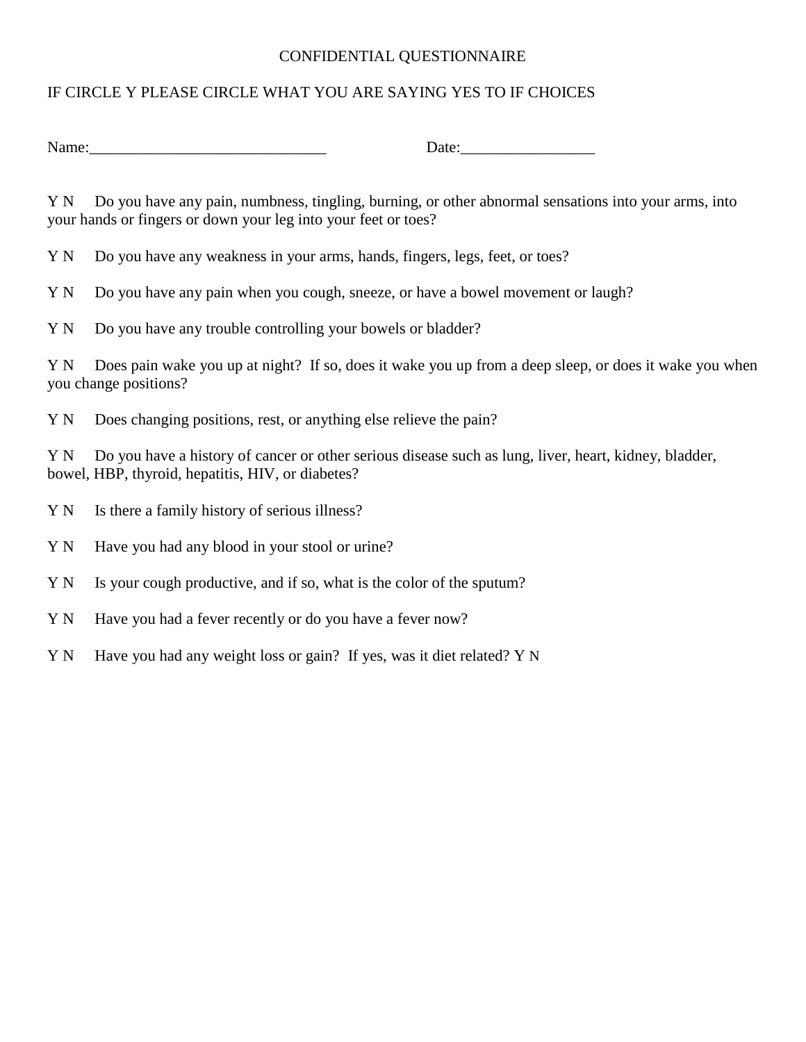CONFIDENTIAL QUESTIONNAIRE

IF CIRCLE Y PLEASE CIRCLE WHAT YOU ARE SAYING YES TO IF CHOICES

Name:______________________________ Date:_________________

Y N Do you have any pain, numbness, tingling, burning, or other abnormal sensations into your arms, into your hands or fingers or down your leg into your feet or toes?

Y N Do you have any weakness in your arms, hands, fingers, legs, feet, or toes?

Y N Do you have any pain when you cough, sneeze, or have a bowel movement or laugh?

Y N Do you have any trouble controlling your bowels or bladder?

Y N Does pain wake you up at night? If so, does it wake you up from a deep sleep, or does it wake you when you change positions?

Y N Does changing positions, rest, or anything else relieve the pain?

Y N Do you have a history of cancer or other serious disease such as lung, liver, heart, kidney, bladder, bowel, HBP, thyroid, hepatitis, HIV, or diabetes?

Y N Is there a family history of serious illness?

Y N Have you had any blood in your stool or urine?

Y N Is your cough productive, and if so, what is the color of the sputum?

Y N Have you had a fever recently or do you have a fever now?

Y N Have you had any weight loss or gain? If yes, was it diet related? Y N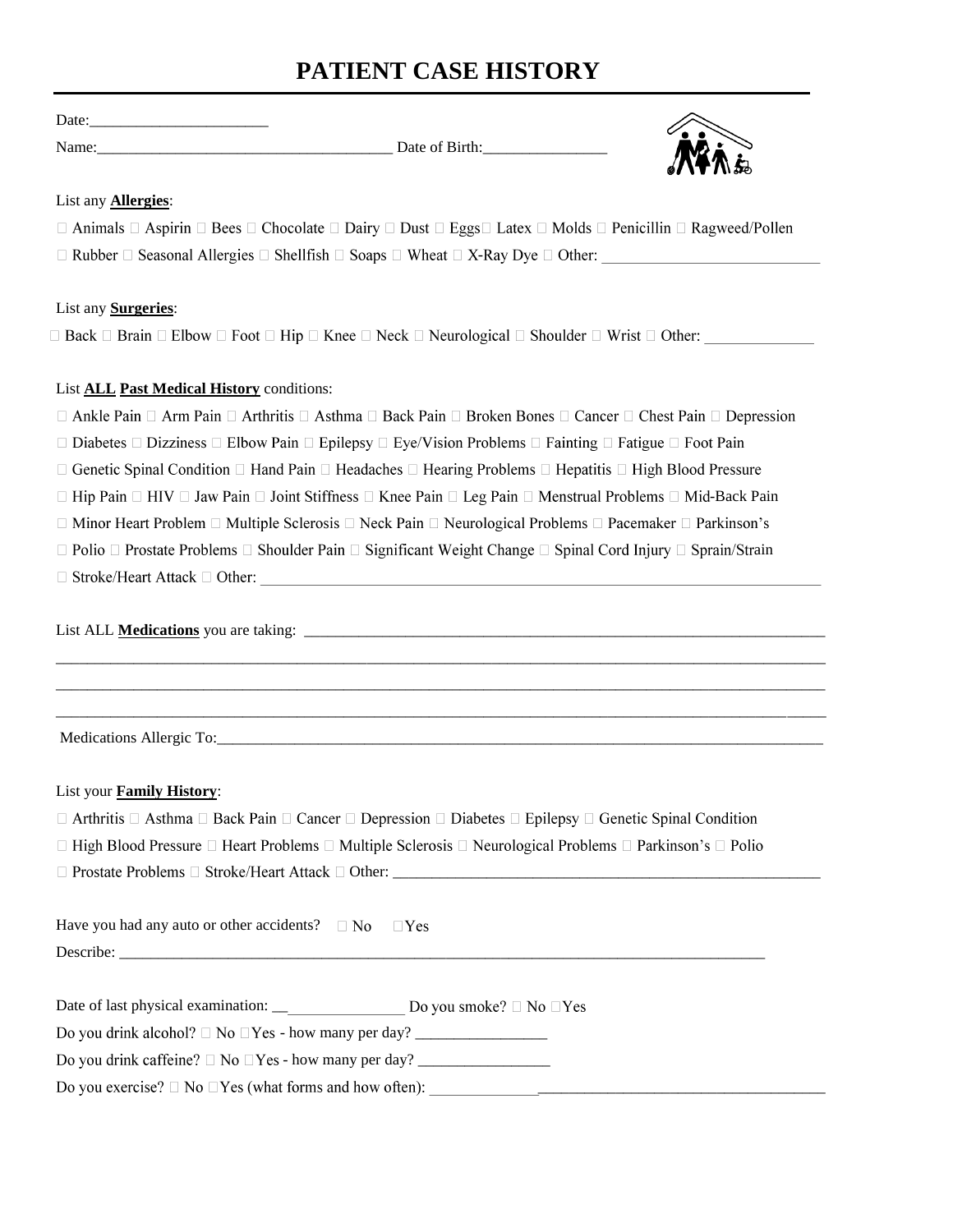# PATIENT CASE HISTORY

Date:_______________________

Name:______________________________________ Date of Birth:________________

List any **Allergies**:

□ Animals □ Aspirin □ Bees □ Chocolate □ Dairy □ Dust □ Eggs□ Latex □ Molds □ Penicillin □ Ragweed/Pollen
□ Rubber □ Seasonal Allergies □ Shellfish □ Soaps □ Wheat □ X-Ray Dye □ Other: ___________________________

List any **Surgeries**:

□ Back □ Brain □ Elbow □ Foot □ Hip □ Knee □ Neck □ Neurological □ Shoulder □ Wrist □ Other: _____________

List **ALL** **Past Medical History** conditions:

□ Ankle Pain □ Arm Pain □ Arthritis □ Asthma □ Back Pain □ Broken Bones □ Cancer □ Chest Pain □ Depression
□ Diabetes □ Dizziness □ Elbow Pain □ Epilepsy □ Eye/Vision Problems □ Fainting □ Fatigue □ Foot Pain
□ Genetic Spinal Condition □ Hand Pain □ Headaches □ Hearing Problems □ Hepatitis □ High Blood Pressure
□ Hip Pain □ HIV □ Jaw Pain □ Joint Stiffness □ Knee Pain □ Leg Pain □ Menstrual Problems □ Mid-Back Pain
□ Minor Heart Problem □ Multiple Sclerosis □ Neck Pain □ Neurological Problems □ Pacemaker □ Parkinson's
□ Polio □ Prostate Problems □ Shoulder Pain □ Significant Weight Change □ Spinal Cord Injury □ Sprain/Strain
□ Stroke/Heart Attack □ Other: ___________________________________________________________________________

List ALL **Medications** you are taking: _______________________________________________________________

_____________________________________________________________________________________________

_____________________________________________________________________________________________

_____________________________________________________________________________________________

Medications Allergic To:_________________________________________________________________________

List your **Family History**:

□ Arthritis □ Asthma □ Back Pain □ Cancer □ Depression □ Diabetes □ Epilepsy □ Genetic Spinal Condition
□ High Blood Pressure □ Heart Problems □ Multiple Sclerosis □ Neurological Problems □ Parkinson's □ Polio
□ Prostate Problems □ Stroke/Heart Attack □ Other: ______________________________________________________

Have you had any auto or other accidents? □ No □Yes

Describe: _____________________________________________________________________________________

Date of last physical examination: ________________ Do you smoke? □ No □Yes

Do you drink alcohol? □ No □Yes - how many per day? ________________

Do you drink caffeine? □ No □Yes - how many per day? ________________

Do you exercise? □ No □Yes (what forms and how often): ___________________________________________________